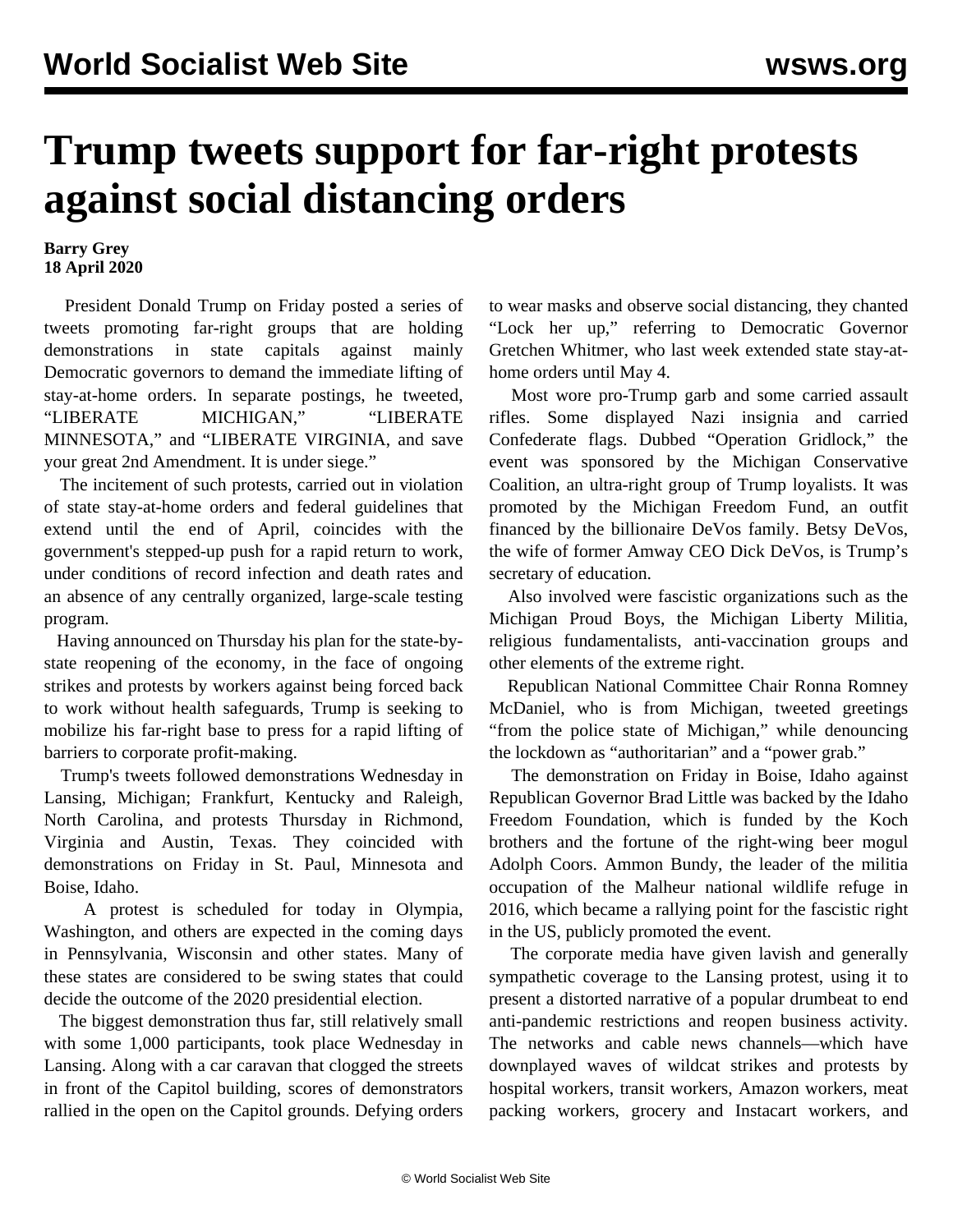# Trump tweets support for far-right protests against social distancing orders

**Barry Grey**
**18 April 2020**

President Donald Trump on Friday posted a series of tweets promoting far-right groups that are holding demonstrations in state capitals against mainly Democratic governors to demand the immediate lifting of stay-at-home orders. In separate postings, he tweeted, "LIBERATE MICHIGAN," "LIBERATE MINNESOTA," and "LIBERATE VIRGINIA, and save your great 2nd Amendment. It is under siege."

The incitement of such protests, carried out in violation of state stay-at-home orders and federal guidelines that extend until the end of April, coincides with the government's stepped-up push for a rapid return to work, under conditions of record infection and death rates and an absence of any centrally organized, large-scale testing program.

Having announced on Thursday his plan for the state-by-state reopening of the economy, in the face of ongoing strikes and protests by workers against being forced back to work without health safeguards, Trump is seeking to mobilize his far-right base to press for a rapid lifting of barriers to corporate profit-making.

Trump's tweets followed demonstrations Wednesday in Lansing, Michigan; Frankfurt, Kentucky and Raleigh, North Carolina, and protests Thursday in Richmond, Virginia and Austin, Texas. They coincided with demonstrations on Friday in St. Paul, Minnesota and Boise, Idaho.

A protest is scheduled for today in Olympia, Washington, and others are expected in the coming days in Pennsylvania, Wisconsin and other states. Many of these states are considered to be swing states that could decide the outcome of the 2020 presidential election.

The biggest demonstration thus far, still relatively small with some 1,000 participants, took place Wednesday in Lansing. Along with a car caravan that clogged the streets in front of the Capitol building, scores of demonstrators rallied in the open on the Capitol grounds. Defying orders to wear masks and observe social distancing, they chanted "Lock her up," referring to Democratic Governor Gretchen Whitmer, who last week extended state stay-at-home orders until May 4.

Most wore pro-Trump garb and some carried assault rifles. Some displayed Nazi insignia and carried Confederate flags. Dubbed "Operation Gridlock," the event was sponsored by the Michigan Conservative Coalition, an ultra-right group of Trump loyalists. It was promoted by the Michigan Freedom Fund, an outfit financed by the billionaire DeVos family. Betsy DeVos, the wife of former Amway CEO Dick DeVos, is Trump's secretary of education.

Also involved were fascistic organizations such as the Michigan Proud Boys, the Michigan Liberty Militia, religious fundamentalists, anti-vaccination groups and other elements of the extreme right.

Republican National Committee Chair Ronna Romney McDaniel, who is from Michigan, tweeted greetings "from the police state of Michigan," while denouncing the lockdown as "authoritarian" and a "power grab."

The demonstration on Friday in Boise, Idaho against Republican Governor Brad Little was backed by the Idaho Freedom Foundation, which is funded by the Koch brothers and the fortune of the right-wing beer mogul Adolph Coors. Ammon Bundy, the leader of the militia occupation of the Malheur national wildlife refuge in 2016, which became a rallying point for the fascistic right in the US, publicly promoted the event.

The corporate media have given lavish and generally sympathetic coverage to the Lansing protest, using it to present a distorted narrative of a popular drumbeat to end anti-pandemic restrictions and reopen business activity. The networks and cable news channels—which have downplayed waves of wildcat strikes and protests by hospital workers, transit workers, Amazon workers, meat packing workers, grocery and Instacart workers, and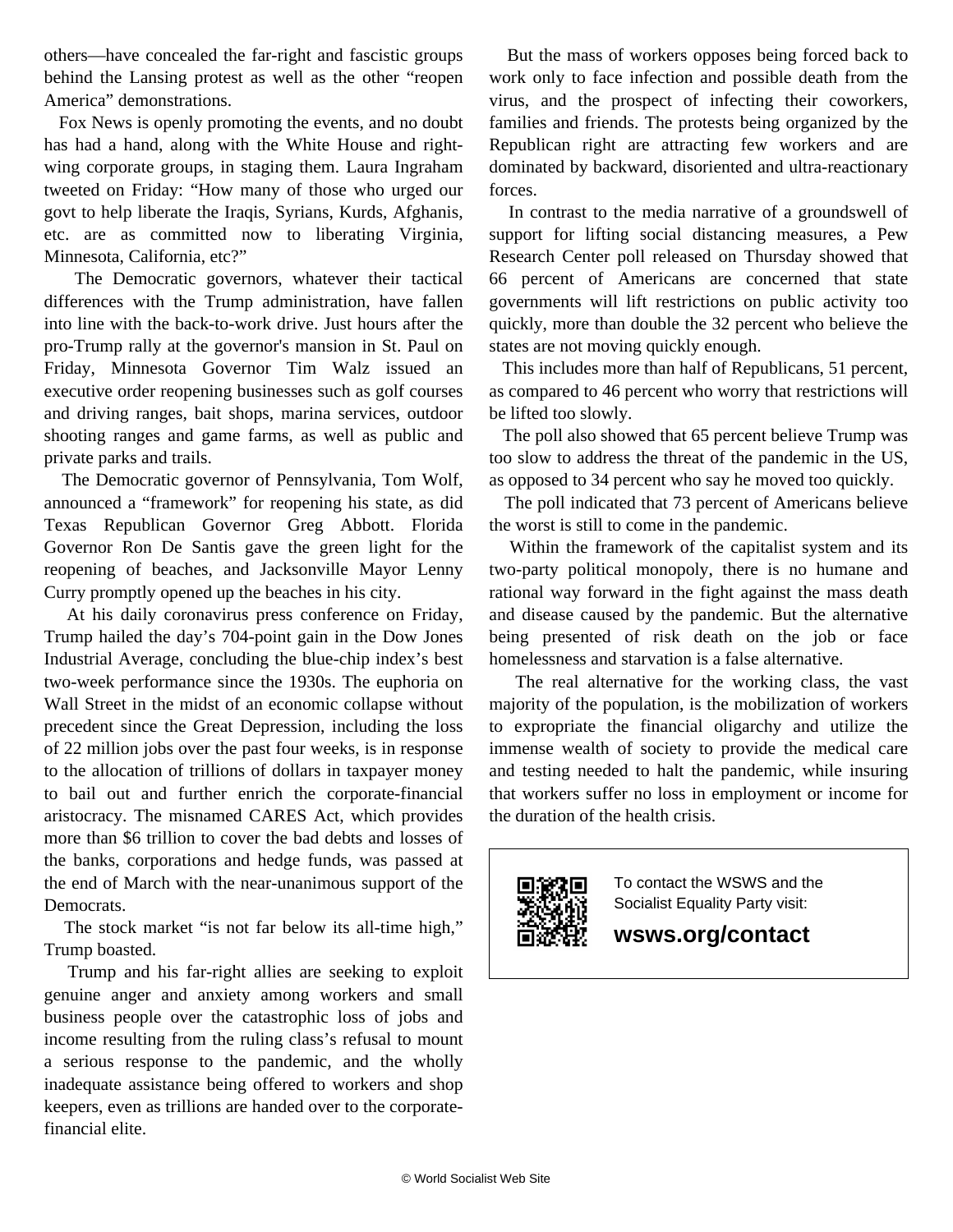others—have concealed the far-right and fascistic groups behind the Lansing protest as well as the other "reopen America" demonstrations.

Fox News is openly promoting the events, and no doubt has had a hand, along with the White House and right-wing corporate groups, in staging them. Laura Ingraham tweeted on Friday: "How many of those who urged our govt to help liberate the Iraqis, Syrians, Kurds, Afghanis, etc. are as committed now to liberating Virginia, Minnesota, California, etc?"

The Democratic governors, whatever their tactical differences with the Trump administration, have fallen into line with the back-to-work drive. Just hours after the pro-Trump rally at the governor's mansion in St. Paul on Friday, Minnesota Governor Tim Walz issued an executive order reopening businesses such as golf courses and driving ranges, bait shops, marina services, outdoor shooting ranges and game farms, as well as public and private parks and trails.

The Democratic governor of Pennsylvania, Tom Wolf, announced a "framework" for reopening his state, as did Texas Republican Governor Greg Abbott. Florida Governor Ron De Santis gave the green light for the reopening of beaches, and Jacksonville Mayor Lenny Curry promptly opened up the beaches in his city.

At his daily coronavirus press conference on Friday, Trump hailed the day's 704-point gain in the Dow Jones Industrial Average, concluding the blue-chip index's best two-week performance since the 1930s. The euphoria on Wall Street in the midst of an economic collapse without precedent since the Great Depression, including the loss of 22 million jobs over the past four weeks, is in response to the allocation of trillions of dollars in taxpayer money to bail out and further enrich the corporate-financial aristocracy. The misnamed CARES Act, which provides more than $6 trillion to cover the bad debts and losses of the banks, corporations and hedge funds, was passed at the end of March with the near-unanimous support of the Democrats.

The stock market "is not far below its all-time high," Trump boasted.

Trump and his far-right allies are seeking to exploit genuine anger and anxiety among workers and small business people over the catastrophic loss of jobs and income resulting from the ruling class's refusal to mount a serious response to the pandemic, and the wholly inadequate assistance being offered to workers and shop keepers, even as trillions are handed over to the corporate-financial elite.

But the mass of workers opposes being forced back to work only to face infection and possible death from the virus, and the prospect of infecting their coworkers, families and friends. The protests being organized by the Republican right are attracting few workers and are dominated by backward, disoriented and ultra-reactionary forces.

In contrast to the media narrative of a groundswell of support for lifting social distancing measures, a Pew Research Center poll released on Thursday showed that 66 percent of Americans are concerned that state governments will lift restrictions on public activity too quickly, more than double the 32 percent who believe the states are not moving quickly enough.

This includes more than half of Republicans, 51 percent, as compared to 46 percent who worry that restrictions will be lifted too slowly.

The poll also showed that 65 percent believe Trump was too slow to address the threat of the pandemic in the US, as opposed to 34 percent who say he moved too quickly.

The poll indicated that 73 percent of Americans believe the worst is still to come in the pandemic.

Within the framework of the capitalist system and its two-party political monopoly, there is no humane and rational way forward in the fight against the mass death and disease caused by the pandemic. But the alternative being presented of risk death on the job or face homelessness and starvation is a false alternative.

The real alternative for the working class, the vast majority of the population, is the mobilization of workers to expropriate the financial oligarchy and utilize the immense wealth of society to provide the medical care and testing needed to halt the pandemic, while insuring that workers suffer no loss in employment or income for the duration of the health crisis.

To contact the WSWS and the Socialist Equality Party visit:

**wsws.org/contact**